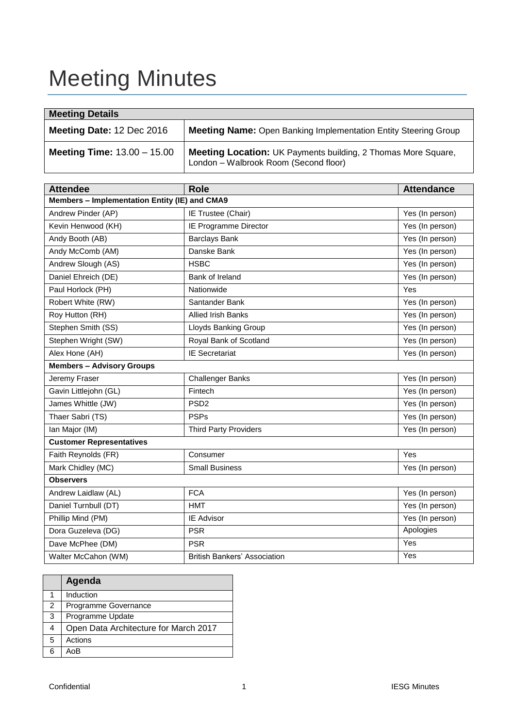# Meeting Minutes

| Meeting Details | |
|---|---|
| **Meeting Date:** 12 Dec 2016 | **Meeting Name:** Open Banking Implementation Entity Steering Group |
| **Meeting Time:** 13.00 – 15.00 | **Meeting Location:** UK Payments building, 2 Thomas More Square, London – Walbrook Room (Second floor) |

| Attendee | Role | Attendance |
|---|---|---|
| **Members – Implementation Entity (IE) and CMA9** | | |
| Andrew Pinder (AP) | IE Trustee (Chair) | Yes (In person) |
| Kevin Henwood (KH) | IE Programme Director | Yes (In person) |
| Andy Booth (AB) | Barclays Bank | Yes (In person) |
| Andy McComb (AM) | Danske Bank | Yes (In person) |
| Andrew Slough (AS) | HSBC | Yes (In person) |
| Daniel Ehreich (DE) | Bank of Ireland | Yes (In person) |
| Paul Horlock (PH) | Nationwide | Yes |
| Robert White (RW) | Santander Bank | Yes (In person) |
| Roy Hutton (RH) | Allied Irish Banks | Yes (In person) |
| Stephen Smith (SS) | Lloyds Banking Group | Yes (In person) |
| Stephen Wright (SW) | Royal Bank of Scotland | Yes (In person) |
| Alex Hone (AH) | IE Secretariat | Yes (In person) |
| **Members – Advisory Groups** | | |
| Jeremy Fraser | Challenger Banks | Yes (In person) |
| Gavin Littlejohn (GL) | Fintech | Yes (In person) |
| James Whittle (JW) | PSD2 | Yes (In person) |
| Thaer Sabri (TS) | PSPs | Yes (In person) |
| Ian Major (IM) | Third Party Providers | Yes (In person) |
| **Customer Representatives** | | |
| Faith Reynolds (FR) | Consumer | Yes |
| Mark Chidley (MC) | Small Business | Yes (In person) |
| **Observers** | | |
| Andrew Laidlaw (AL) | FCA | Yes (In person) |
| Daniel Turnbull (DT) | HMT | Yes (In person) |
| Phillip Mind (PM) | IE Advisor | Yes (In person) |
| Dora Guzeleva (DG) | PSR | Apologies |
| Dave McPhee (DM) | PSR | Yes |
| Walter McCahon (WM) | British Bankers' Association | Yes |

| | Agenda |
|---|---|
| 1 | Induction |
| 2 | Programme Governance |
| 3 | Programme Update |
| 4 | Open Data Architecture for March 2017 |
| 5 | Actions |
| 6 | AoB |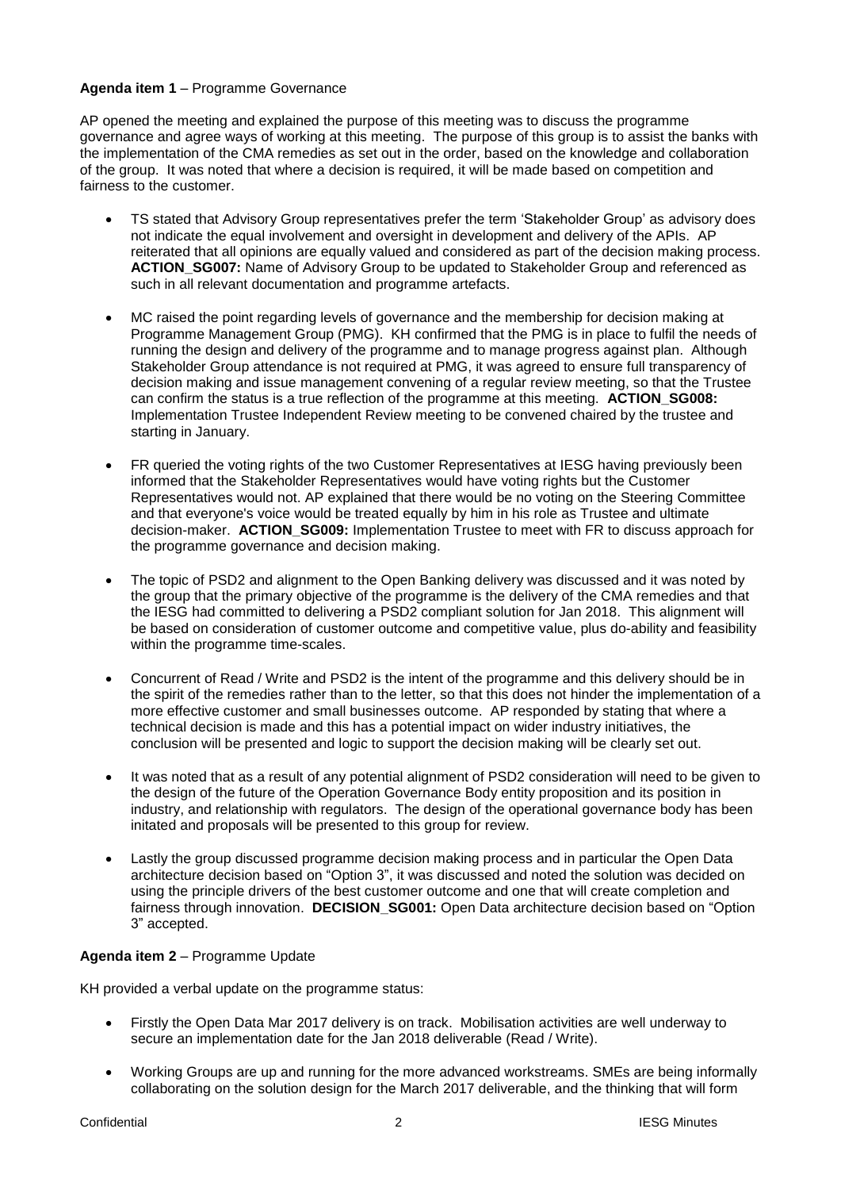**Agenda item 1** – Programme Governance

AP opened the meeting and explained the purpose of this meeting was to discuss the programme governance and agree ways of working at this meeting. The purpose of this group is to assist the banks with the implementation of the CMA remedies as set out in the order, based on the knowledge and collaboration of the group. It was noted that where a decision is required, it will be made based on competition and fairness to the customer.

- TS stated that Advisory Group representatives prefer the term 'Stakeholder Group' as advisory does not indicate the equal involvement and oversight in development and delivery of the APIs. AP reiterated that all opinions are equally valued and considered as part of the decision making process. **ACTION_SG007:** Name of Advisory Group to be updated to Stakeholder Group and referenced as such in all relevant documentation and programme artefacts.

- MC raised the point regarding levels of governance and the membership for decision making at Programme Management Group (PMG). KH confirmed that the PMG is in place to fulfil the needs of running the design and delivery of the programme and to manage progress against plan. Although Stakeholder Group attendance is not required at PMG, it was agreed to ensure full transparency of decision making and issue management convening of a regular review meeting, so that the Trustee can confirm the status is a true reflection of the programme at this meeting. **ACTION_SG008:** Implementation Trustee Independent Review meeting to be convened chaired by the trustee and starting in January.

- FR queried the voting rights of the two Customer Representatives at IESG having previously been informed that the Stakeholder Representatives would have voting rights but the Customer Representatives would not. AP explained that there would be no voting on the Steering Committee and that everyone's voice would be treated equally by him in his role as Trustee and ultimate decision-maker. **ACTION_SG009:** Implementation Trustee to meet with FR to discuss approach for the programme governance and decision making.

- The topic of PSD2 and alignment to the Open Banking delivery was discussed and it was noted by the group that the primary objective of the programme is the delivery of the CMA remedies and that the IESG had committed to delivering a PSD2 compliant solution for Jan 2018. This alignment will be based on consideration of customer outcome and competitive value, plus do-ability and feasibility within the programme time-scales.

- Concurrent of Read / Write and PSD2 is the intent of the programme and this delivery should be in the spirit of the remedies rather than to the letter, so that this does not hinder the implementation of a more effective customer and small businesses outcome. AP responded by stating that where a technical decision is made and this has a potential impact on wider industry initiatives, the conclusion will be presented and logic to support the decision making will be clearly set out.

- It was noted that as a result of any potential alignment of PSD2 consideration will need to be given to the design of the future of the Operation Governance Body entity proposition and its position in industry, and relationship with regulators. The design of the operational governance body has been initated and proposals will be presented to this group for review.

- Lastly the group discussed programme decision making process and in particular the Open Data architecture decision based on "Option 3", it was discussed and noted the solution was decided on using the principle drivers of the best customer outcome and one that will create completion and fairness through innovation. **DECISION_SG001:** Open Data architecture decision based on "Option 3" accepted.

**Agenda item 2** – Programme Update

KH provided a verbal update on the programme status:

- Firstly the Open Data Mar 2017 delivery is on track. Mobilisation activities are well underway to secure an implementation date for the Jan 2018 deliverable (Read / Write).

- Working Groups are up and running for the more advanced workstreams. SMEs are being informally collaborating on the solution design for the March 2017 deliverable, and the thinking that will form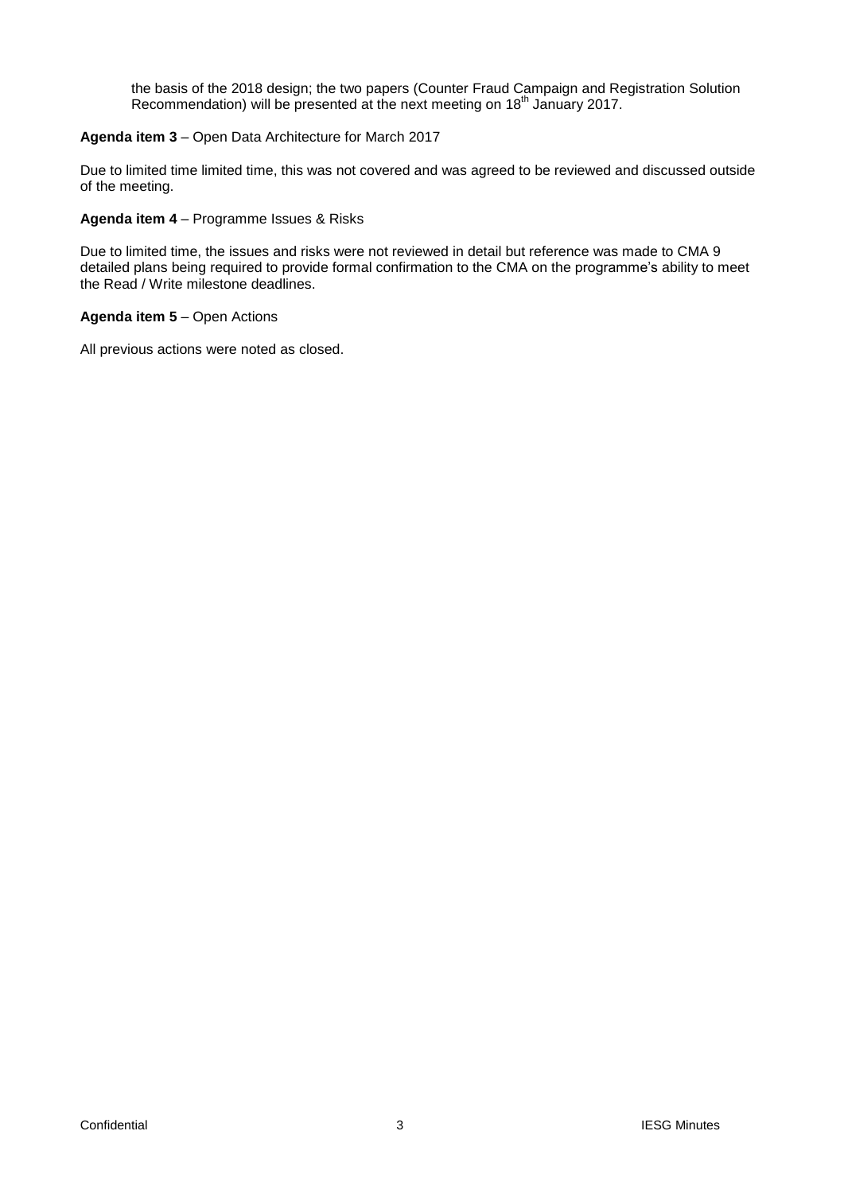the basis of the 2018 design; the two papers (Counter Fraud Campaign and Registration Solution Recommendation) will be presented at the next meeting on 18th January 2017.

**Agenda item 3** – Open Data Architecture for March 2017

Due to limited time limited time, this was not covered and was agreed to be reviewed and discussed outside of the meeting.

**Agenda item 4** – Programme Issues & Risks

Due to limited time, the issues and risks were not reviewed in detail but reference was made to CMA 9 detailed plans being required to provide formal confirmation to the CMA on the programme's ability to meet the Read / Write milestone deadlines.

**Agenda item 5** – Open Actions

All previous actions were noted as closed.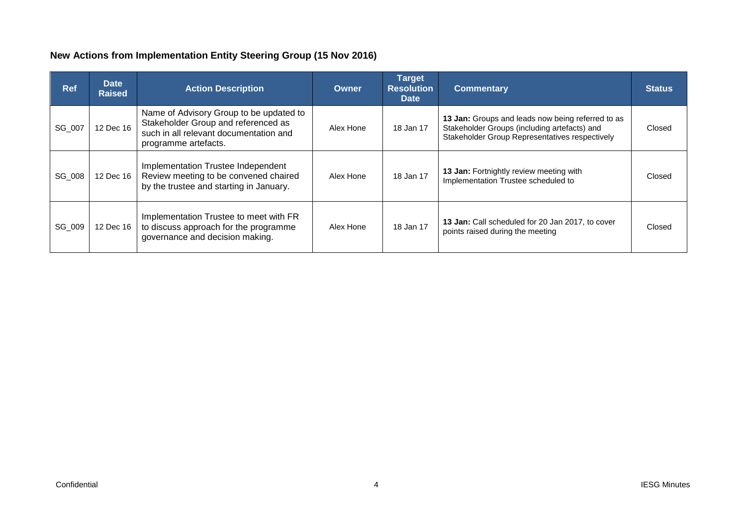## New Actions from Implementation Entity Steering Group (15 Nov 2016)

| Ref | Date Raised | Action Description | Owner | Target Resolution Date | Commentary | Status |
|---|---|---|---|---|---|---|
| SG_007 | 12 Dec 16 | Name of Advisory Group to be updated to Stakeholder Group and referenced as such in all relevant documentation and programme artefacts. | Alex Hone | 18 Jan 17 | **13 Jan:** Groups and leads now being referred to as Stakeholder Groups (including artefacts) and Stakeholder Group Representatives respectively | Closed |
| SG_008 | 12 Dec 16 | Implementation Trustee Independent Review meeting to be convened chaired by the trustee and starting in January. | Alex Hone | 18 Jan 17 | **13 Jan:** Fortnightly review meeting with Implementation Trustee scheduled to | Closed |
| SG_009 | 12 Dec 16 | Implementation Trustee to meet with FR to discuss approach for the programme governance and decision making. | Alex Hone | 18 Jan 17 | **13 Jan:** Call scheduled for 20 Jan 2017, to cover points raised during the meeting | Closed |